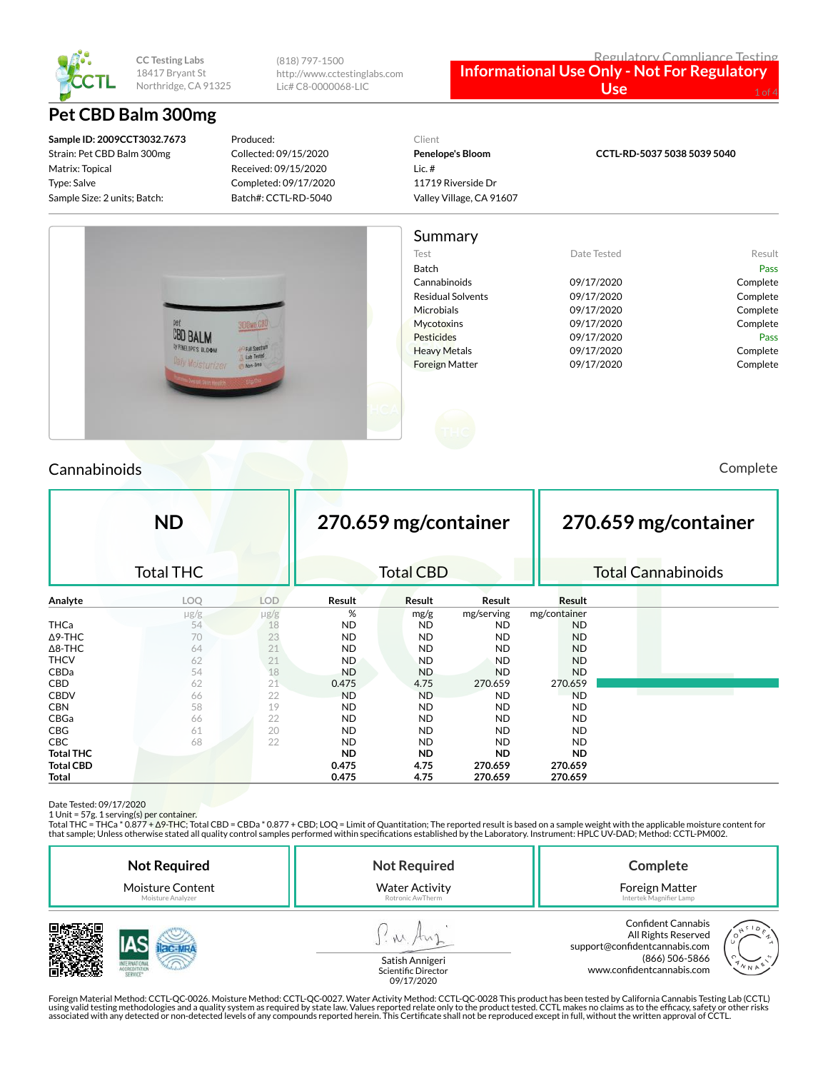CC Testing Labs
18417 Bryant St
Northridge, CA 91325

(818) 797-1500
http://www.cctestinglabs.com
Lic# C8-0000068-LIC

Regulatory Compliance Testing

**Informational Use Only - Not For Regulatory Use**

# Pet CBD Balm 300mg

**Sample ID: 2009CCT3032.7673**
Strain: Pet CBD Balm 300mg
Matrix: Topical
Type: Salve
Sample Size: 2 units; Batch:

Produced:
Collected: 09/15/2020
Received: 09/15/2020
Completed: 09/17/2020
Batch#: CCTL-RD-5040

Client
**Penelope's Bloom**
Lic. #
11719 Riverside Dr
Valley Village, CA 91607

**CCTL-RD-5037 5038 5039 5040**

## Summary

| Test | Date Tested | Result |
|---|---|---|
| Batch | | Pass |
| Cannabinoids | 09/17/2020 | Complete |
| Residual Solvents | 09/17/2020 | Complete |
| Microbials | 09/17/2020 | Complete |
| Mycotoxins | 09/17/2020 | Complete |
| Pesticides | 09/17/2020 | Pass |
| Heavy Metals | 09/17/2020 | Complete |
| Foreign Matter | 09/17/2020 | Complete |

## Cannabinoids

Complete

| **ND** | **270.659 mg/container** | **270.659 mg/container** |
|---|---|---|
| Total THC | Total CBD | Total Cannabinoids |

| Analyte | LOQ | LOD | Result | Result | Result | Result |
|---|---|---|---|---|---|---|
| | μg/g | μg/g | % | mg/g | mg/serving | mg/container |
| THCa | 54 | 18 | ND | ND | ND | ND |
| Δ9-THC | 70 | 23 | ND | ND | ND | ND |
| Δ8-THC | 64 | 21 | ND | ND | ND | ND |
| THCV | 62 | 21 | ND | ND | ND | ND |
| CBDa | 54 | 18 | ND | ND | ND | ND |
| CBD | 62 | 21 | 0.475 | 4.75 | 270.659 | 270.659 |
| CBDV | 66 | 22 | ND | ND | ND | ND |
| CBN | 58 | 19 | ND | ND | ND | ND |
| CBGa | 66 | 22 | ND | ND | ND | ND |
| CBG | 61 | 20 | ND | ND | ND | ND |
| CBC | 68 | 22 | ND | ND | ND | ND |
| **Total THC** | | | **ND** | **ND** | **ND** | **ND** |
| **Total CBD** | | | **0.475** | **4.75** | **270.659** | **270.659** |
| **Total** | | | **0.475** | **4.75** | **270.659** | **270.659** |

Date Tested: 09/17/2020
1 Unit = 57g. 1 serving(s) per container.
Total THC = THCa * 0.877 + Δ9-THC; Total CBD = CBDa * 0.877 + CBD; LOQ = Limit of Quantitation; The reported result is based on a sample weight with the applicable moisture content for that sample; Unless otherwise stated all quality control samples performed within specifications established by the Laboratory. Instrument: HPLC UV-DAD; Method: CCTL-PM002.

| **Not Required** | **Not Required** | **Complete** |
|---|---|---|
| Moisture Content | Water Activity | Foreign Matter |
| Moisture Analyzer | Rotronic AwTherm | Intertek Magnifier Lamp |

Satish Annigeri
Scientific Director
09/17/2020

Confident Cannabis
All Rights Reserved
support@confidentcannabis.com
(866) 506-5866
www.confidentcannabis.com

Foreign Material Method: CCTL-QC-0026. Moisture Method: CCTL-QC-0027. Water Activity Method: CCTL-QC-0028 This product has been tested by California Cannabis Testing Lab (CCTL) using valid testing methodologies and a quality system as required by state law. Values reported relate only to the product tested. CCTL makes no claims as to the efficacy, safety or other risks associated with any detected or non-detected levels of any compounds reported herein. This Certificate shall not be reproduced except in full, without the written approval of CCTL.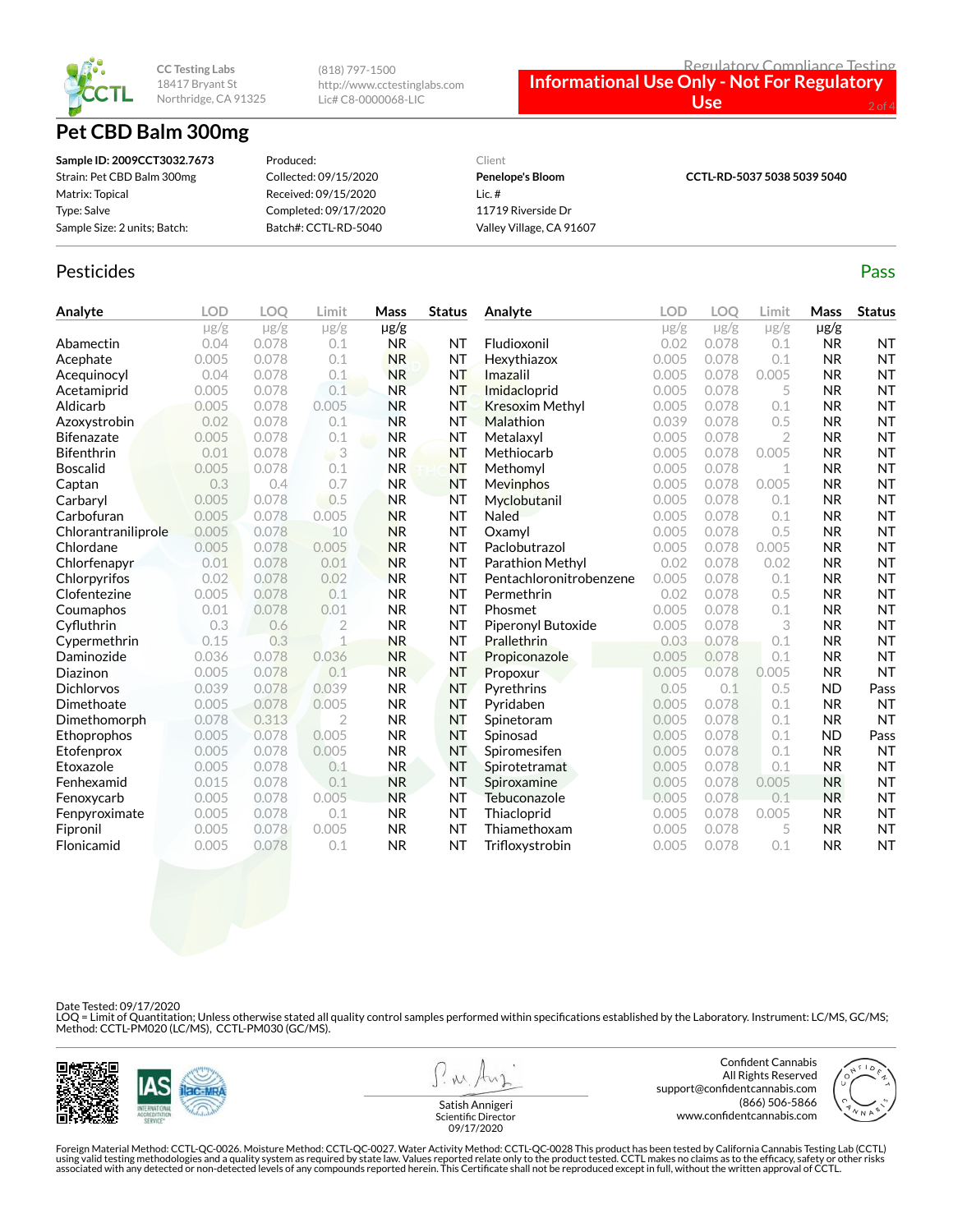CC Testing Labs
18417 Bryant St
Northridge, CA 91325

(818) 797-1500
http://www.cctestinglabs.com
Lic# C8-0000068-LIC

Regulatory Compliance Testing

**Informational Use Only - Not For Regulatory Use**

# Pet CBD Balm 300mg

| | | | |
|---|---|---|---|
| **Sample ID: 2009CCT3032.7673** | Produced: | Client | **CCTL-RD-5037 5038 5039 5040** |
| Strain: Pet CBD Balm 300mg | Collected: 09/15/2020 | **Penelope's Bloom** | |
| Matrix: Topical | Received: 09/15/2020 | Lic. # | |
| Type: Salve | Completed: 09/17/2020 | 11719 Riverside Dr | |
| Sample Size: 2 units; Batch: | Batch#: CCTL-RD-5040 | Valley Village, CA 91607 | |

## Pesticides

Pass

| Analyte | LOD | LOQ | Limit | Mass | Status | Analyte | LOD | LOQ | Limit | Mass | Status |
|---|---|---|---|---|---|---|---|---|---|---|---|
| | μg/g | μg/g | μg/g | μg/g | | | μg/g | μg/g | μg/g | μg/g | |
| Abamectin | 0.04 | 0.078 | 0.1 | NR | NT | Fludioxonil | 0.02 | 0.078 | 0.1 | NR | NT |
| Acephate | 0.005 | 0.078 | 0.1 | NR | NT | Hexythiazox | 0.005 | 0.078 | 0.1 | NR | NT |
| Acequinocyl | 0.04 | 0.078 | 0.1 | NR | NT | Imazalil | 0.005 | 0.078 | 0.005 | NR | NT |
| Acetamiprid | 0.005 | 0.078 | 0.1 | NR | NT | Imidacloprid | 0.005 | 0.078 | 5 | NR | NT |
| Aldicarb | 0.005 | 0.078 | 0.005 | NR | NT | Kresoxim Methyl | 0.005 | 0.078 | 0.1 | NR | NT |
| Azoxystrobin | 0.02 | 0.078 | 0.1 | NR | NT | Malathion | 0.039 | 0.078 | 0.5 | NR | NT |
| Bifenazate | 0.005 | 0.078 | 0.1 | NR | NT | Metalaxyl | 0.005 | 0.078 | 2 | NR | NT |
| Bifenthrin | 0.01 | 0.078 | 3 | NR | NT | Methiocarb | 0.005 | 0.078 | 0.005 | NR | NT |
| Boscalid | 0.005 | 0.078 | 0.1 | NR | NT | Methomyl | 0.005 | 0.078 | 1 | NR | NT |
| Captan | 0.3 | 0.4 | 0.7 | NR | NT | Mevinphos | 0.005 | 0.078 | 0.005 | NR | NT |
| Carbaryl | 0.005 | 0.078 | 0.5 | NR | NT | Myclobutanil | 0.005 | 0.078 | 0.1 | NR | NT |
| Carbofuran | 0.005 | 0.078 | 0.005 | NR | NT | Naled | 0.005 | 0.078 | 0.1 | NR | NT |
| Chlorantraniliprole | 0.005 | 0.078 | 10 | NR | NT | Oxamyl | 0.005 | 0.078 | 0.5 | NR | NT |
| Chlordane | 0.005 | 0.078 | 0.005 | NR | NT | Paclobutrazol | 0.005 | 0.078 | 0.005 | NR | NT |
| Chlorfenapyr | 0.01 | 0.078 | 0.01 | NR | NT | Parathion Methyl | 0.02 | 0.078 | 0.02 | NR | NT |
| Chlorpyrifos | 0.02 | 0.078 | 0.02 | NR | NT | Pentachloronitrobenzene | 0.005 | 0.078 | 0.1 | NR | NT |
| Clofentezine | 0.005 | 0.078 | 0.1 | NR | NT | Permethrin | 0.02 | 0.078 | 0.5 | NR | NT |
| Coumaphos | 0.01 | 0.078 | 0.01 | NR | NT | Phosmet | 0.005 | 0.078 | 0.1 | NR | NT |
| Cyfluthrin | 0.3 | 0.6 | 2 | NR | NT | Piperonyl Butoxide | 0.005 | 0.078 | 3 | NR | NT |
| Cypermethrin | 0.15 | 0.3 | 1 | NR | NT | Prallethrin | 0.03 | 0.078 | 0.1 | NR | NT |
| Daminozide | 0.036 | 0.078 | 0.036 | NR | NT | Propiconazole | 0.005 | 0.078 | 0.1 | NR | NT |
| Diazinon | 0.005 | 0.078 | 0.1 | NR | NT | Propoxur | 0.005 | 0.078 | 0.005 | NR | NT |
| Dichlorvos | 0.039 | 0.078 | 0.039 | NR | NT | Pyrethrins | 0.05 | 0.1 | 0.5 | ND | Pass |
| Dimethoate | 0.005 | 0.078 | 0.005 | NR | NT | Pyridaben | 0.005 | 0.078 | 0.1 | NR | NT |
| Dimethomorph | 0.078 | 0.313 | 2 | NR | NT | Spinetoram | 0.005 | 0.078 | 0.1 | NR | NT |
| Ethoprophos | 0.005 | 0.078 | 0.005 | NR | NT | Spinosad | 0.005 | 0.078 | 0.1 | ND | Pass |
| Etofenprox | 0.005 | 0.078 | 0.005 | NR | NT | Spiromesifen | 0.005 | 0.078 | 0.1 | NR | NT |
| Etoxazole | 0.005 | 0.078 | 0.1 | NR | NT | Spirotetramat | 0.005 | 0.078 | 0.1 | NR | NT |
| Fenhexamid | 0.015 | 0.078 | 0.1 | NR | NT | Spiroxamine | 0.005 | 0.078 | 0.005 | NR | NT |
| Fenoxycarb | 0.005 | 0.078 | 0.005 | NR | NT | Tebuconazole | 0.005 | 0.078 | 0.1 | NR | NT |
| Fenpyroximate | 0.005 | 0.078 | 0.1 | NR | NT | Thiacloprid | 0.005 | 0.078 | 0.005 | NR | NT |
| Fipronil | 0.005 | 0.078 | 0.005 | NR | NT | Thiamethoxam | 0.005 | 0.078 | 5 | NR | NT |
| Flonicamid | 0.005 | 0.078 | 0.1 | NR | NT | Trifloxystrobin | 0.005 | 0.078 | 0.1 | NR | NT |

Date Tested: 09/17/2020
LOQ = Limit of Quantitation; Unless otherwise stated all quality control samples performed within specifications established by the Laboratory. Instrument: LC/MS, GC/MS; Method: CCTL-PM020 (LC/MS), CCTL-PM030 (GC/MS).

Satish Annigeri
Scientific Director
09/17/2020

Confident Cannabis
All Rights Reserved
support@confidentcannabis.com
(866) 506-5866
www.confidentcannabis.com

Foreign Material Method: CCTL-QC-0026. Moisture Method: CCTL-QC-0027. Water Activity Method: CCTL-QC-0028 This product has been tested by California Cannabis Testing Lab (CCTL) using valid testing methodologies and a quality system as required by state law. Values reported relate only to the product tested. CCTL makes no claims as to the efficacy, safety or other risks associated with any detected or non-detected levels of any compounds reported herein. This Certificate shall not be reproduced except in full, without the written approval of CCTL.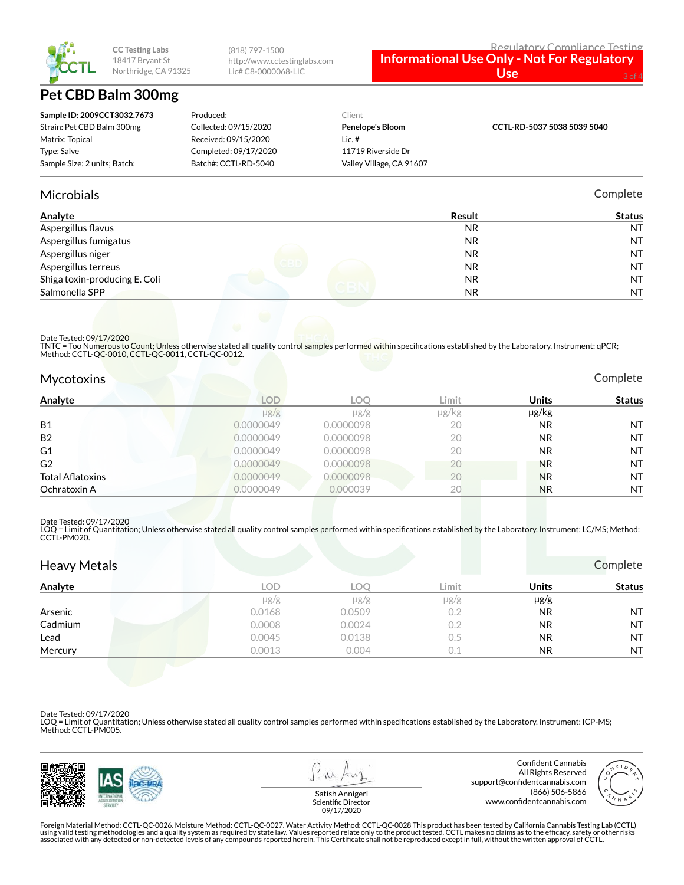CC Testing Labs
18417 Bryant St
Northridge, CA 91325

(818) 797-1500
http://www.cctestinglabs.com
Lic# C8-0000068-LIC

Regulatory Compliance Testing

**Informational Use Only - Not For Regulatory Use**

# Pet CBD Balm 300mg

| | | | |
|---|---|---|---|
| **Sample ID: 2009CCT3032.7673** | Produced: | Client | |
| Strain: Pet CBD Balm 300mg | Collected: 09/15/2020 | **Penelope's Bloom** | **CCTL-RD-5037 5038 5039 5040** |
| Matrix: Topical | Received: 09/15/2020 | Lic. # | |
| Type: Salve | Completed: 09/17/2020 | 11719 Riverside Dr | |
| Sample Size: 2 units; Batch: | Batch#: CCTL-RD-5040 | Valley Village, CA 91607 | |

## Microbials

Complete

| Analyte | Result | Status |
|---|---|---|
| Aspergillus flavus | NR | NT |
| Aspergillus fumigatus | NR | NT |
| Aspergillus niger | NR | NT |
| Aspergillus terreus | NR | NT |
| Shiga toxin-producing E. Coli | NR | NT |
| Salmonella SPP | NR | NT |

Date Tested: 09/17/2020
TNTC = Too Numerous to Count; Unless otherwise stated all quality control samples performed within specifications established by the Laboratory. Instrument: qPCR; Method: CCTL-QC-0010, CCTL-QC-0011, CCTL-QC-0012.

## Mycotoxins

Complete

| Analyte | LOD | LOQ | Limit | Units | Status |
|---|---|---|---|---|---|
| | μg/g | μg/g | μg/kg | μg/kg | |
| B1 | 0.0000049 | 0.0000098 | 20 | NR | NT |
| B2 | 0.0000049 | 0.0000098 | 20 | NR | NT |
| G1 | 0.0000049 | 0.0000098 | 20 | NR | NT |
| G2 | 0.0000049 | 0.0000098 | 20 | NR | NT |
| Total Aflatoxins | 0.0000049 | 0.0000098 | 20 | NR | NT |
| Ochratoxin A | 0.0000049 | 0.000039 | 20 | NR | NT |

Date Tested: 09/17/2020
LOQ = Limit of Quantitation; Unless otherwise stated all quality control samples performed within specifications established by the Laboratory. Instrument: LC/MS; Method: CCTL-PM020.

## Heavy Metals

Complete

| Analyte | LOD | LOQ | Limit | Units | Status |
|---|---|---|---|---|---|
| | μg/g | μg/g | μg/g | μg/g | |
| Arsenic | 0.0168 | 0.0509 | 0.2 | NR | NT |
| Cadmium | 0.0008 | 0.0024 | 0.2 | NR | NT |
| Lead | 0.0045 | 0.0138 | 0.5 | NR | NT |
| Mercury | 0.0013 | 0.004 | 0.1 | NR | NT |

Date Tested: 09/17/2020
LOQ = Limit of Quantitation; Unless otherwise stated all quality control samples performed within specifications established by the Laboratory. Instrument: ICP-MS; Method: CCTL-PM005.

Satish Annigeri
Scientific Director
09/17/2020

Confident Cannabis
All Rights Reserved
support@confidentcannabis.com
(866) 506-5866
www.confidentcannabis.com

Foreign Material Method: CCTL-QC-0026. Moisture Method: CCTL-QC-0027. Water Activity Method: CCTL-QC-0028 This product has been tested by California Cannabis Testing Lab (CCTL) using valid testing methodologies and a quality system as required by state law. Values reported relate only to the product tested. CCTL makes no claims as to the efficacy, safety or other risks associated with any detected or non-detected levels of any compounds reported herein. This Certificate shall not be reproduced except in full, without the written approval of CCTL.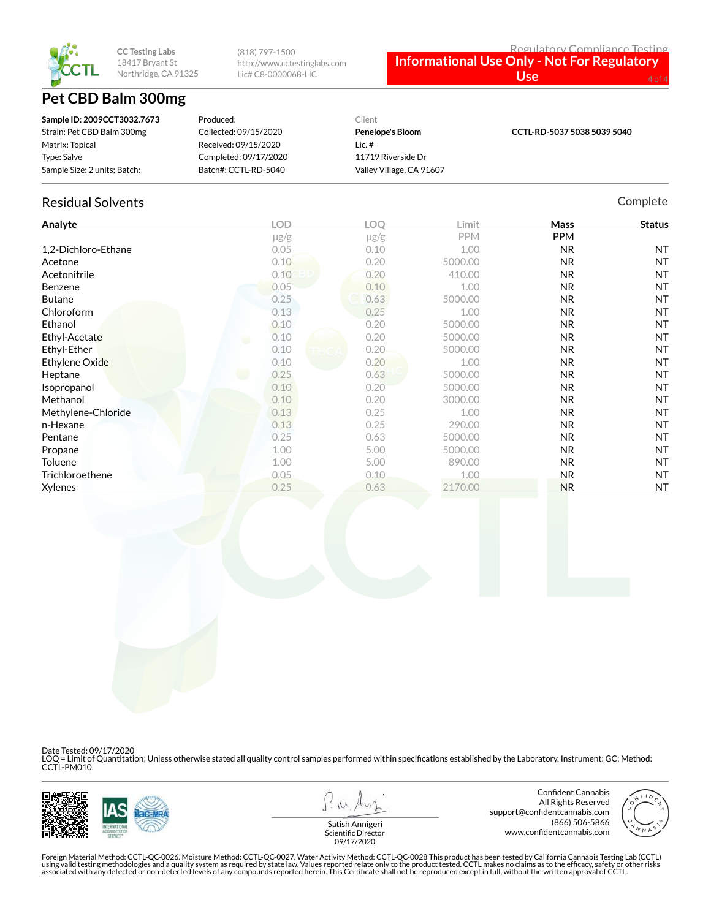CC Testing Labs
18417 Bryant St
Northridge, CA 91325

(818) 797-1500
http://www.cctestinglabs.com
Lic# C8-0000068-LIC

Regulatory Compliance Testing

**Informational Use Only - Not For Regulatory Use**

# Pet CBD Balm 300mg

| | | | |
|---|---|---|---|
| **Sample ID: 2009CCT3032.7673** | Produced: | Client | **CCTL-RD-5037 5038 5039 5040** |
| Strain: Pet CBD Balm 300mg | Collected: 09/15/2020 | **Penelope's Bloom** | |
| Matrix: Topical | Received: 09/15/2020 | Lic. # | |
| Type: Salve | Completed: 09/17/2020 | 11719 Riverside Dr | |
| Sample Size: 2 units; Batch: | Batch#: CCTL-RD-5040 | Valley Village, CA 91607 | |

## Residual Solvents

Complete

| Analyte | LOD | LOQ | Limit | Mass | Status |
|---|---|---|---|---|---|
| | μg/g | μg/g | PPM | PPM | |
| 1,2-Dichloro-Ethane | 0.05 | 0.10 | 1.00 | NR | NT |
| Acetone | 0.10 | 0.20 | 5000.00 | NR | NT |
| Acetonitrile | 0.10 | 0.20 | 410.00 | NR | NT |
| Benzene | 0.05 | 0.10 | 1.00 | NR | NT |
| Butane | 0.25 | 0.63 | 5000.00 | NR | NT |
| Chloroform | 0.13 | 0.25 | 1.00 | NR | NT |
| Ethanol | 0.10 | 0.20 | 5000.00 | NR | NT |
| Ethyl-Acetate | 0.10 | 0.20 | 5000.00 | NR | NT |
| Ethyl-Ether | 0.10 | 0.20 | 5000.00 | NR | NT |
| Ethylene Oxide | 0.10 | 0.20 | 1.00 | NR | NT |
| Heptane | 0.25 | 0.63 | 5000.00 | NR | NT |
| Isopropanol | 0.10 | 0.20 | 5000.00 | NR | NT |
| Methanol | 0.10 | 0.20 | 3000.00 | NR | NT |
| Methylene-Chloride | 0.13 | 0.25 | 1.00 | NR | NT |
| n-Hexane | 0.13 | 0.25 | 290.00 | NR | NT |
| Pentane | 0.25 | 0.63 | 5000.00 | NR | NT |
| Propane | 1.00 | 5.00 | 5000.00 | NR | NT |
| Toluene | 1.00 | 5.00 | 890.00 | NR | NT |
| Trichloroethene | 0.05 | 0.10 | 1.00 | NR | NT |
| Xylenes | 0.25 | 0.63 | 2170.00 | NR | NT |

Date Tested: 09/17/2020
LOQ = Limit of Quantitation; Unless otherwise stated all quality control samples performed within specifications established by the Laboratory. Instrument: GC; Method: CCTL-PM010.

Satish Annigeri
Scientific Director
09/17/2020

Confident Cannabis
All Rights Reserved
support@confidentcannabis.com
(866) 506-5866
www.confidentcannabis.com

Foreign Material Method: CCTL-QC-0026. Moisture Method: CCTL-QC-0027. Water Activity Method: CCTL-QC-0028 This product has been tested by California Cannabis Testing Lab (CCTL) using valid testing methodologies and a quality system as required by state law. Values reported relate only to the product tested. CCTL makes no claims as to the efficacy, safety or other risks associated with any detected or non-detected levels of any compounds reported herein. This Certificate shall not be reproduced except in full, without the written approval of CCTL.